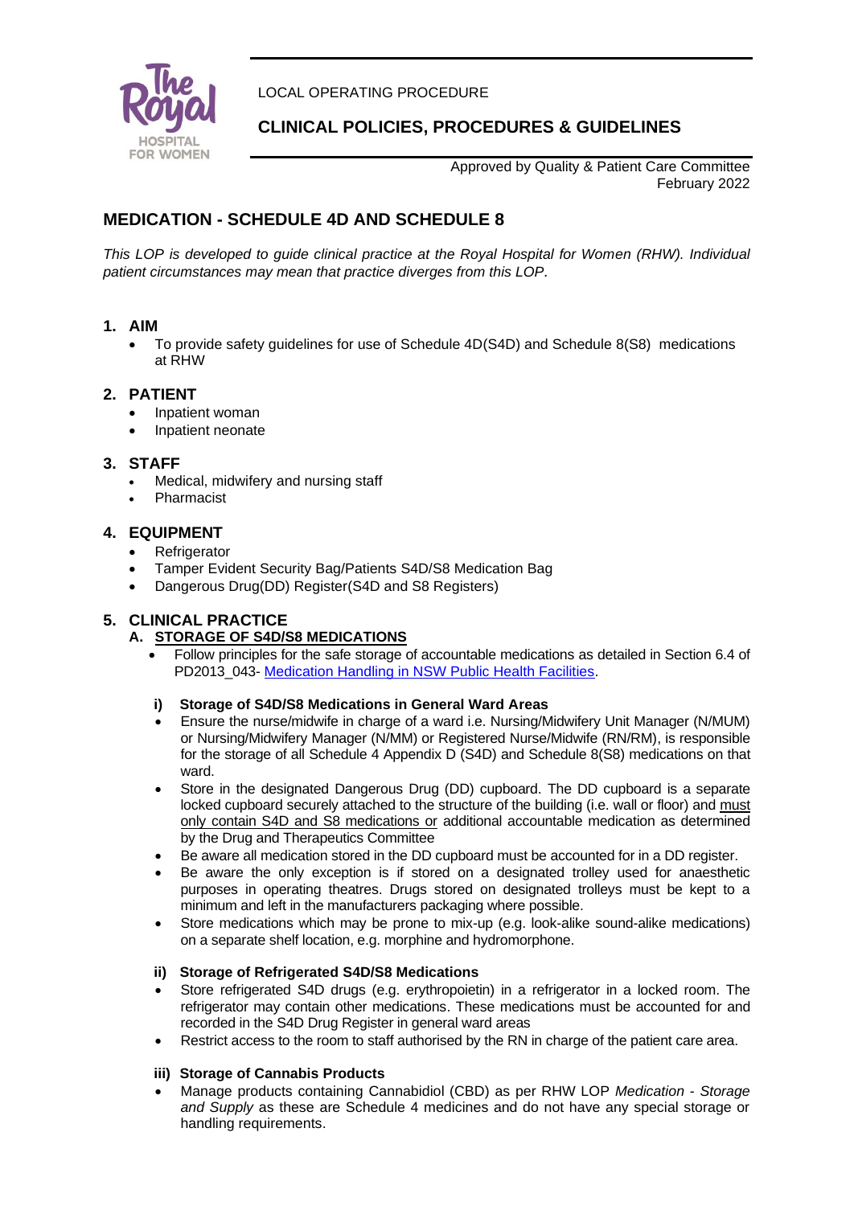LOCAL OPERATING PROCEDURE

**CLINICAL POLICIES, PROCEDURES & GUIDELINES**

Approved by Quality & Patient Care Committee
February 2022

# MEDICATION - SCHEDULE 4D AND SCHEDULE 8

*This LOP is developed to guide clinical practice at the Royal Hospital for Women (RHW). Individual patient circumstances may mean that practice diverges from this LOP.*

## 1. AIM

- To provide safety guidelines for use of Schedule 4D(S4D) and Schedule 8(S8) medications at RHW

## 2. PATIENT

- Inpatient woman
- Inpatient neonate

## 3. STAFF

- Medical, midwifery and nursing staff
- Pharmacist

## 4. EQUIPMENT

- Refrigerator
- Tamper Evident Security Bag/Patients S4D/S8 Medication Bag
- Dangerous Drug(DD) Register(S4D and S8 Registers)

## 5. CLINICAL PRACTICE

### A. STORAGE OF S4D/S8 MEDICATIONS

- Follow principles for the safe storage of accountable medications as detailed in Section 6.4 of PD2013_043- Medication Handling in NSW Public Health Facilities.

#### i) Storage of S4D/S8 Medications in General Ward Areas

- Ensure the nurse/midwife in charge of a ward i.e. Nursing/Midwifery Unit Manager (N/MUM) or Nursing/Midwifery Manager (N/MM) or Registered Nurse/Midwife (RN/RM), is responsible for the storage of all Schedule 4 Appendix D (S4D) and Schedule 8(S8) medications on that ward.
- Store in the designated Dangerous Drug (DD) cupboard. The DD cupboard is a separate locked cupboard securely attached to the structure of the building (i.e. wall or floor) and must only contain S4D and S8 medications or additional accountable medication as determined by the Drug and Therapeutics Committee
- Be aware all medication stored in the DD cupboard must be accounted for in a DD register.
- Be aware the only exception is if stored on a designated trolley used for anaesthetic purposes in operating theatres. Drugs stored on designated trolleys must be kept to a minimum and left in the manufacturers packaging where possible.
- Store medications which may be prone to mix-up (e.g. look-alike sound-alike medications) on a separate shelf location, e.g. morphine and hydromorphone.

#### ii) Storage of Refrigerated S4D/S8 Medications

- Store refrigerated S4D drugs (e.g. erythropoietin) in a refrigerator in a locked room. The refrigerator may contain other medications. These medications must be accounted for and recorded in the S4D Drug Register in general ward areas
- Restrict access to the room to staff authorised by the RN in charge of the patient care area.

#### iii) Storage of Cannabis Products

- Manage products containing Cannabidiol (CBD) as per RHW LOP *Medication - Storage and Supply* as these are Schedule 4 medicines and do not have any special storage or handling requirements.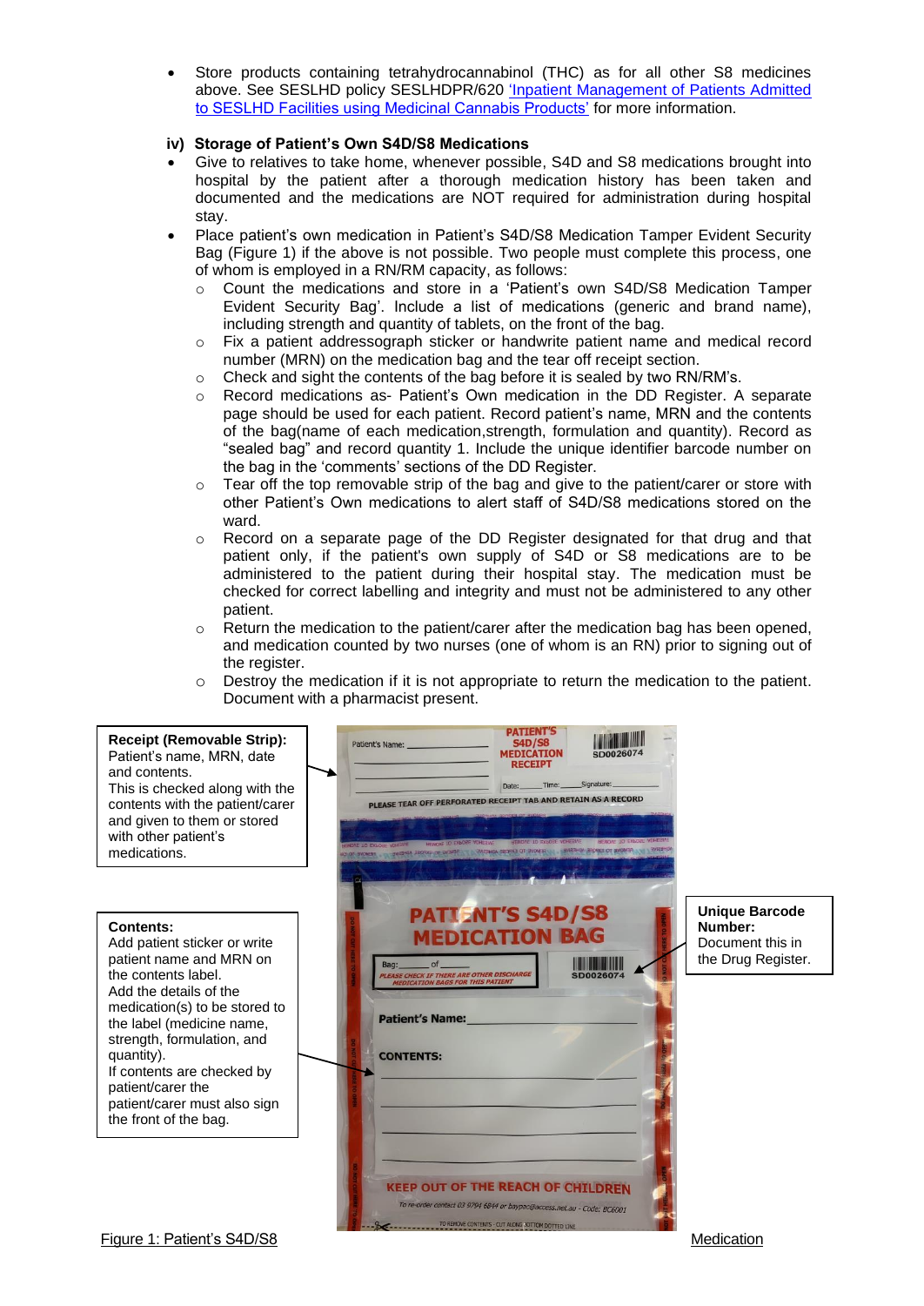- Store products containing tetrahydrocannabinol (THC) as for all other S8 medicines above. See SESLHD policy SESLHDPR/620 'Inpatient Management of Patients Admitted to SESLHD Facilities using Medicinal Cannabis Products' for more information.

**iv) Storage of Patient's Own S4D/S8 Medications**

- Give to relatives to take home, whenever possible, S4D and S8 medications brought into hospital by the patient after a thorough medication history has been taken and documented and the medications are NOT required for administration during hospital stay.
- Place patient's own medication in Patient's S4D/S8 Medication Tamper Evident Security Bag (Figure 1) if the above is not possible. Two people must complete this process, one of whom is employed in a RN/RM capacity, as follows:
  - Count the medications and store in a 'Patient's own S4D/S8 Medication Tamper Evident Security Bag'. Include a list of medications (generic and brand name), including strength and quantity of tablets, on the front of the bag.
  - Fix a patient addressograph sticker or handwrite patient name and medical record number (MRN) on the medication bag and the tear off receipt section.
  - Check and sight the contents of the bag before it is sealed by two RN/RM's.
  - Record medications as- Patient's Own medication in the DD Register. A separate page should be used for each patient. Record patient's name, MRN and the contents of the bag(name of each medication,strength, formulation and quantity). Record as "sealed bag" and record quantity 1. Include the unique identifier barcode number on the bag in the 'comments' sections of the DD Register.
  - Tear off the top removable strip of the bag and give to the patient/carer or store with other Patient's Own medications to alert staff of S4D/S8 medications stored on the ward.
  - Record on a separate page of the DD Register designated for that drug and that patient only, if the patient's own supply of S4D or S8 medications are to be administered to the patient during their hospital stay. The medication must be checked for correct labelling and integrity and must not be administered to any other patient.
  - Return the medication to the patient/carer after the medication bag has been opened, and medication counted by two nurses (one of whom is an RN) prior to signing out of the register.
  - Destroy the medication if it is not appropriate to return the medication to the patient. Document with a pharmacist present.

**Receipt (Removable Strip):**
Patient's name, MRN, date and contents.
This is checked along with the contents with the patient/carer and given to them or stored with other patient's medications.

**Contents:**
Add patient sticker or write patient name and MRN on the contents label.
Add the details of the medication(s) to be stored to the label (medicine name, strength, formulation, and quantity).
If contents are checked by patient/carer the patient/carer must also sign the front of the bag.

**Unique Barcode Number:**
Document this in the Drug Register.

Figure 1: Patient's S4D/S8 Medication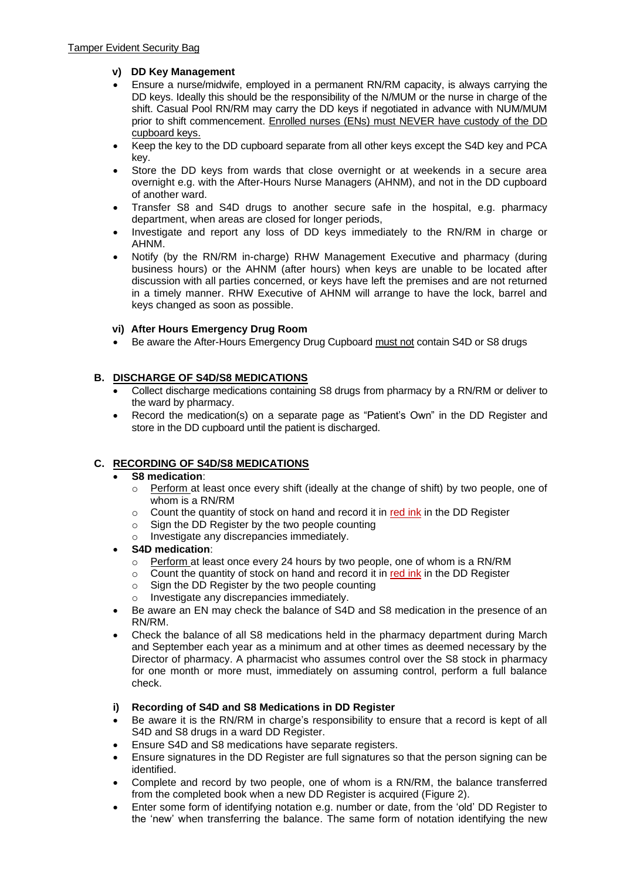Tamper Evident Security Bag

### v) DD Key Management

- Ensure a nurse/midwife, employed in a permanent RN/RM capacity, is always carrying the DD keys. Ideally this should be the responsibility of the N/MUM or the nurse in charge of the shift. Casual Pool RN/RM may carry the DD keys if negotiated in advance with NUM/MUM prior to shift commencement. Enrolled nurses (ENs) must NEVER have custody of the DD cupboard keys.
- Keep the key to the DD cupboard separate from all other keys except the S4D key and PCA key.
- Store the DD keys from wards that close overnight or at weekends in a secure area overnight e.g. with the After-Hours Nurse Managers (AHNM), and not in the DD cupboard of another ward.
- Transfer S8 and S4D drugs to another secure safe in the hospital, e.g. pharmacy department, when areas are closed for longer periods,
- Investigate and report any loss of DD keys immediately to the RN/RM in charge or AHNM.
- Notify (by the RN/RM in-charge) RHW Management Executive and pharmacy (during business hours) or the AHNM (after hours) when keys are unable to be located after discussion with all parties concerned, or keys have left the premises and are not returned in a timely manner. RHW Executive of AHNM will arrange to have the lock, barrel and keys changed as soon as possible.

### vi) After Hours Emergency Drug Room

- Be aware the After-Hours Emergency Drug Cupboard must not contain S4D or S8 drugs

## B. DISCHARGE OF S4D/S8 MEDICATIONS

- Collect discharge medications containing S8 drugs from pharmacy by a RN/RM or deliver to the ward by pharmacy.
- Record the medication(s) on a separate page as "Patient's Own" in the DD Register and store in the DD cupboard until the patient is discharged.

## C. RECORDING OF S4D/S8 MEDICATIONS

- **S8 medication**:
  - Perform at least once every shift (ideally at the change of shift) by two people, one of whom is a RN/RM
  - Count the quantity of stock on hand and record it in red ink in the DD Register
  - Sign the DD Register by the two people counting
  - Investigate any discrepancies immediately.
- **S4D medication**:
  - Perform at least once every 24 hours by two people, one of whom is a RN/RM
  - Count the quantity of stock on hand and record it in red ink in the DD Register
  - Sign the DD Register by the two people counting
  - Investigate any discrepancies immediately.
- Be aware an EN may check the balance of S4D and S8 medication in the presence of an RN/RM.
- Check the balance of all S8 medications held in the pharmacy department during March and September each year as a minimum and at other times as deemed necessary by the Director of pharmacy. A pharmacist who assumes control over the S8 stock in pharmacy for one month or more must, immediately on assuming control, perform a full balance check.

### i) Recording of S4D and S8 Medications in DD Register

- Be aware it is the RN/RM in charge's responsibility to ensure that a record is kept of all S4D and S8 drugs in a ward DD Register.
- Ensure S4D and S8 medications have separate registers.
- Ensure signatures in the DD Register are full signatures so that the person signing can be identified.
- Complete and record by two people, one of whom is a RN/RM, the balance transferred from the completed book when a new DD Register is acquired (Figure 2).
- Enter some form of identifying notation e.g. number or date, from the 'old' DD Register to the 'new' when transferring the balance. The same form of notation identifying the new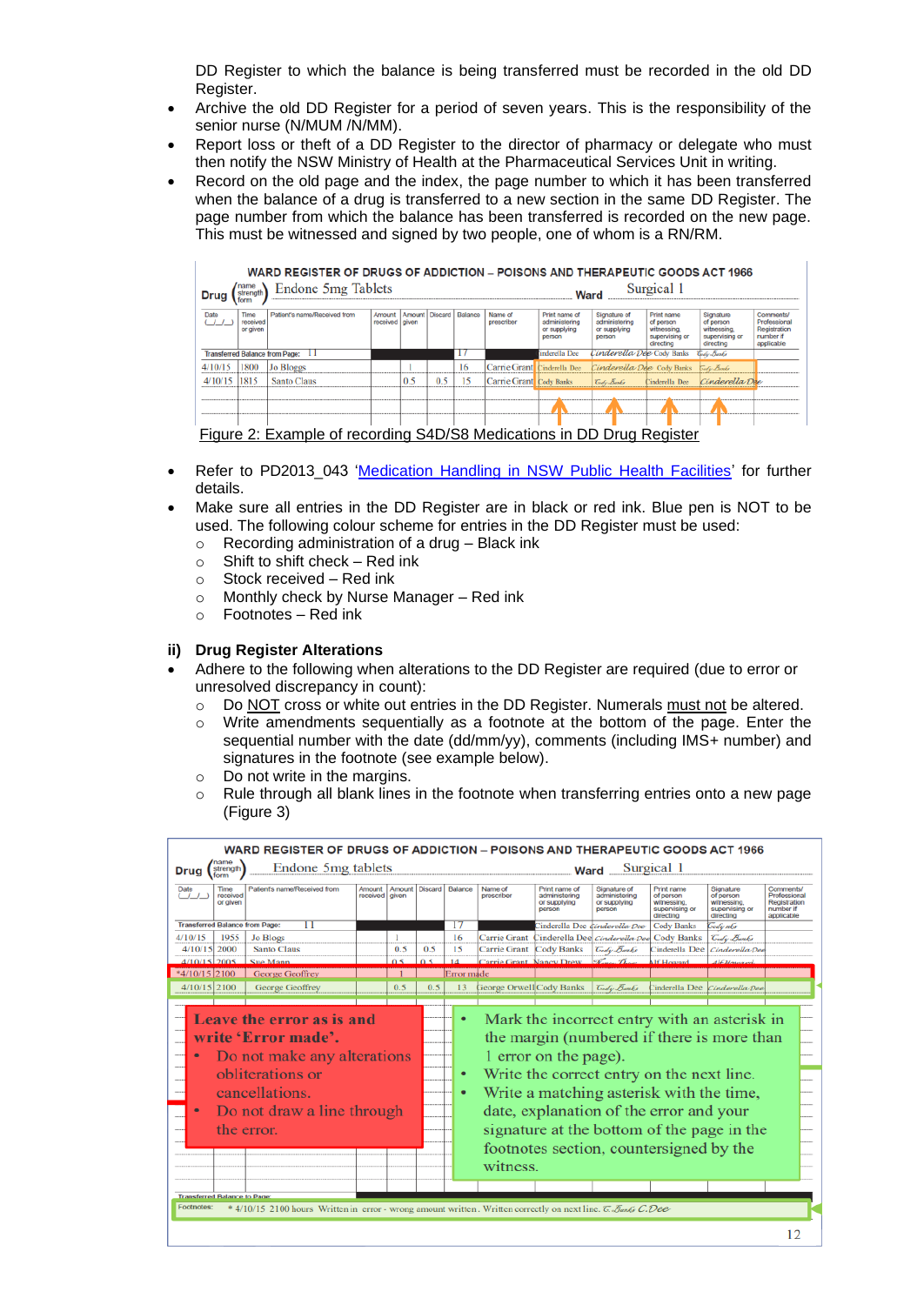DD Register to which the balance is being transferred must be recorded in the old DD Register.

- Archive the old DD Register for a period of seven years. This is the responsibility of the senior nurse (N/MUM /N/MM).
- Report loss or theft of a DD Register to the director of pharmacy or delegate who must then notify the NSW Ministry of Health at the Pharmaceutical Services Unit in writing.
- Record on the old page and the index, the page number to which it has been transferred when the balance of a drug is transferred to a new section in the same DD Register. The page number from which the balance has been transferred is recorded on the new page. This must be witnessed and signed by two people, one of whom is a RN/RM.

**WARD REGISTER OF DRUGS OF ADDICTION – POISONS AND THERAPEUTIC GOODS ACT 1966**

Drug (name strength form) Endone 5mg Tablets    Ward Surgical 1

| Date | Time received or given | Patient's name/Received from | Amount received | Amount given | Discard | Balance | Name of prescriber | Print name of administering or supplying person | Signature of administering or supplying person | Print name of person witnessing, supervising or directing | Signature of person witnessing, supervising or directing | Comments/ Professional Registration number if applicable |
|---|---|---|---|---|---|---|---|---|---|---|---|---|
| Transferred Balance from Page: 11 | | | | | | 17 | | Cinderella Dee | Cinderella Dee | Cody Banks | Cody Banks | |
| 4/10/15 | 1800 | Jo Bloggs | | 1 | | 16 | Carrie Grant | Cinderella Dee | Cinderella Dee | Cody Banks | Cody Banks | |
| 4/10/15 | 1815 | Santo Claus | | 0.5 | 0.5 | 15 | Carrie Grant | Cody Banks | Cody Banks | Cinderella Dee | Cinderella Dee | |

Figure 2: Example of recording S4D/S8 Medications in DD Drug Register

- Refer to PD2013_043 'Medication Handling in NSW Public Health Facilities' for further details.
- Make sure all entries in the DD Register are in black or red ink. Blue pen is NOT to be used. The following colour scheme for entries in the DD Register must be used:
  - Recording administration of a drug – Black ink
  - Shift to shift check – Red ink
  - Stock received – Red ink
  - Monthly check by Nurse Manager – Red ink
  - Footnotes – Red ink

### ii) Drug Register Alterations

- Adhere to the following when alterations to the DD Register are required (due to error or unresolved discrepancy in count):
  - Do NOT cross or white out entries in the DD Register. Numerals must not be altered.
  - Write amendments sequentially as a footnote at the bottom of the page. Enter the sequential number with the date (dd/mm/yy), comments (including IMS+ number) and signatures in the footnote (see example below).
  - Do not write in the margins.
  - Rule through all blank lines in the footnote when transferring entries onto a new page (Figure 3)

**WARD REGISTER OF DRUGS OF ADDICTION – POISONS AND THERAPEUTIC GOODS ACT 1966**

Drug (name strength form) Endone 5mg tablets    Ward Surgical 1

| Date | Time received or given | Patient's name/Received from | Amount received | Amount given | Discard | Balance | Name of prescriber | Print name of administering or supplying person | Signature of administering or supplying person | Print name of person witnessing, supervising or directing | Signature of person witnessing, supervising or directing | Comments/ Professional Registration number if applicable |
|---|---|---|---|---|---|---|---|---|---|---|---|---|
| Transferred Balance from Page: 11 | | | | | | 17 | | Cinderella Dee | Cinderella Dee | Cody Banks | Cody nks | |
| 4/10/15 | 1955 | Jo Blogs | | 1 | | 16 | Carrie Grant | Cinderella Dee | Cinderella Dee | Cody Banks | Cody Banks | |
| 4/10/15 | 2000 | Santo Claus | | 0.5 | 0.5 | 15 | Carrie Grant | Cody Banks | Cody Banks | Cinderella Dee | Cinderella Dee | |
| 4/10/15 | 2005 | Sue Mann | | 0.5 | 0.5 | 14 | Carrie Grant | Nancy Drew | Nancy Drew | Al Howard | Al Howard | |
| *4/10/15 | 2100 | George Geoffrey | | 1 | | Error made | | | | | | |
| 4/10/15 | 2100 | George Geoffrey | | 0.5 | 0.5 | 13 | George Orwell | Cody Banks | Cody Banks | Cinderella Dee | Cinderella Dee | |

**Leave the error as is and write 'Error made'.**

- Do not make any alterations obliterations or cancellations.
- Do not draw a line through the error.

- Mark the incorrect entry with an asterisk in the margin (numbered if there is more than 1 error on the page).
- Write the correct entry on the next line.
- Write a matching asterisk with the time, date, explanation of the error and your signature at the bottom of the page in the footnotes section, countersigned by the witness.

Transferred Balance to Page:

Footnotes: * 4/10/15 2100 hours Written in error - wrong amount written. Written correctly on next line. C.Banks C.Dee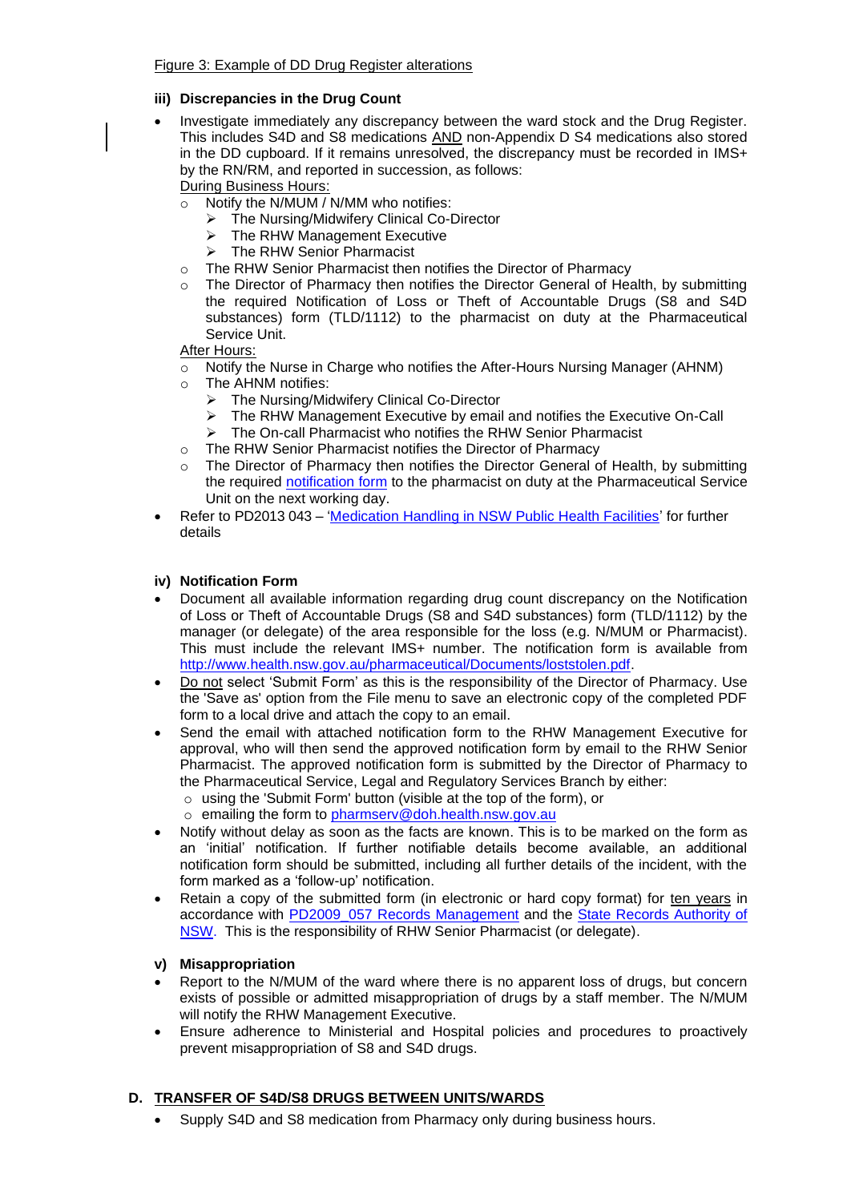Figure 3: Example of DD Drug Register alterations

### iii) Discrepancies in the Drug Count

- Investigate immediately any discrepancy between the ward stock and the Drug Register. This includes S4D and S8 medications AND non-Appendix D S4 medications also stored in the DD cupboard. If it remains unresolved, the discrepancy must be recorded in IMS+ by the RN/RM, and reported in succession, as follows:

  During Business Hours:
  - Notify the N/MUM / N/MM who notifies:
    - The Nursing/Midwifery Clinical Co-Director
    - The RHW Management Executive
    - The RHW Senior Pharmacist
  - The RHW Senior Pharmacist then notifies the Director of Pharmacy
  - The Director of Pharmacy then notifies the Director General of Health, by submitting the required Notification of Loss or Theft of Accountable Drugs (S8 and S4D substances) form (TLD/1112) to the pharmacist on duty at the Pharmaceutical Service Unit.

  After Hours:
  - Notify the Nurse in Charge who notifies the After-Hours Nursing Manager (AHNM)
  - The AHNM notifies:
    - The Nursing/Midwifery Clinical Co-Director
    - The RHW Management Executive by email and notifies the Executive On-Call
    - The On-call Pharmacist who notifies the RHW Senior Pharmacist
  - The RHW Senior Pharmacist notifies the Director of Pharmacy
  - The Director of Pharmacy then notifies the Director General of Health, by submitting the required notification form to the pharmacist on duty at the Pharmaceutical Service Unit on the next working day.
- Refer to PD2013 043 – 'Medication Handling in NSW Public Health Facilities' for further details

### iv) Notification Form

- Document all available information regarding drug count discrepancy on the Notification of Loss or Theft of Accountable Drugs (S8 and S4D substances) form (TLD/1112) by the manager (or delegate) of the area responsible for the loss (e.g. N/MUM or Pharmacist). This must include the relevant IMS+ number. The notification form is available from http://www.health.nsw.gov.au/pharmaceutical/Documents/loststolen.pdf.
- Do not select 'Submit Form' as this is the responsibility of the Director of Pharmacy. Use the 'Save as' option from the File menu to save an electronic copy of the completed PDF form to a local drive and attach the copy to an email.
- Send the email with attached notification form to the RHW Management Executive for approval, who will then send the approved notification form by email to the RHW Senior Pharmacist. The approved notification form is submitted by the Director of Pharmacy to the Pharmaceutical Service, Legal and Regulatory Services Branch by either:
  - using the 'Submit Form' button (visible at the top of the form), or
  - emailing the form to pharmserv@doh.health.nsw.gov.au
- Notify without delay as soon as the facts are known. This is to be marked on the form as an 'initial' notification. If further notifiable details become available, an additional notification form should be submitted, including all further details of the incident, with the form marked as a 'follow-up' notification.
- Retain a copy of the submitted form (in electronic or hard copy format) for ten years in accordance with PD2009_057 Records Management and the State Records Authority of NSW. This is the responsibility of RHW Senior Pharmacist (or delegate).

### v) Misappropriation

- Report to the N/MUM of the ward where there is no apparent loss of drugs, but concern exists of possible or admitted misappropriation of drugs by a staff member. The N/MUM will notify the RHW Management Executive.
- Ensure adherence to Ministerial and Hospital policies and procedures to proactively prevent misappropriation of S8 and S4D drugs.

## D. TRANSFER OF S4D/S8 DRUGS BETWEEN UNITS/WARDS

- Supply S4D and S8 medication from Pharmacy only during business hours.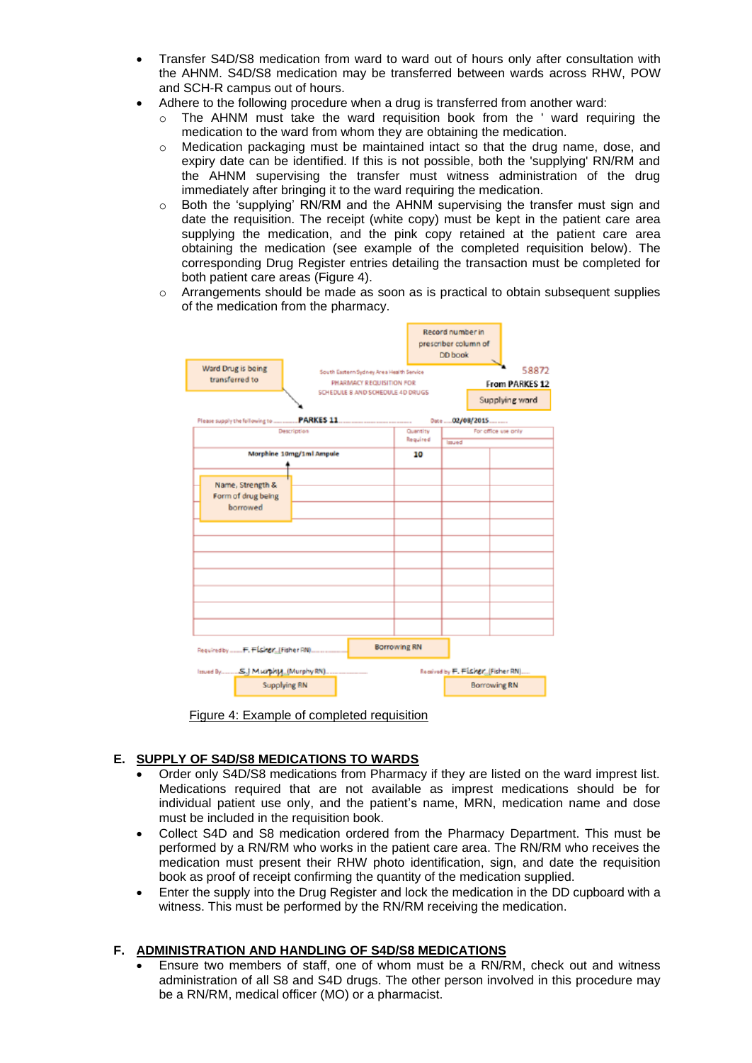- Transfer S4D/S8 medication from ward to ward out of hours only after consultation with the AHNM. S4D/S8 medication may be transferred between wards across RHW, POW and SCH-R campus out of hours.
- Adhere to the following procedure when a drug is transferred from another ward:
  - The AHNM must take the ward requisition book from the ' ward requiring the medication to the ward from whom they are obtaining the medication.
  - Medication packaging must be maintained intact so that the drug name, dose, and expiry date can be identified. If this is not possible, both the 'supplying' RN/RM and the AHNM supervising the transfer must witness administration of the drug immediately after bringing it to the ward requiring the medication.
  - Both the 'supplying' RN/RM and the AHNM supervising the transfer must sign and date the requisition. The receipt (white copy) must be kept in the patient care area supplying the medication, and the pink copy retained at the patient care area obtaining the medication (see example of the completed requisition below). The corresponding Drug Register entries detailing the transaction must be completed for both patient care areas (Figure 4).
  - Arrangements should be made as soon as is practical to obtain subsequent supplies of the medication from the pharmacy.

Record number in prescriber column of DD book

Ward Drug is being transferred to

South Eastern Sydney Area Health Service
PHARMACY REQUISITION FOR SCHEDULE 8 AND SCHEDULE 4D DRUGS

58872
From PARKES 12
Supplying ward

Please supply the following to ......... PARKES 11 ......... Date .....02/08/2015.........

| Description | Quantity Required | For office use only | |
|---|---|---|---|
| | | Issued | |
| Morphine 10mg/1ml Ampule | 10 | | |
| | | | |

Name, Strength & Form of drug being borrowed

Required by ......F. Fisher (Fisher RN)......... Borrowing RN

Issued By......S.J Murphy (Murphy RN)......... Supplying RN

Received by F. Fisher (Fisher RN)..... Borrowing RN

Figure 4: Example of completed requisition

## E. SUPPLY OF S4D/S8 MEDICATIONS TO WARDS

- Order only S4D/S8 medications from Pharmacy if they are listed on the ward impress list. Medications required that are not available as impress medications should be for individual patient use only, and the patient's name, MRN, medication name and dose must be included in the requisition book.
- Collect S4D and S8 medication ordered from the Pharmacy Department. This must be performed by a RN/RM who works in the patient care area. The RN/RM who receives the medication must present their RHW photo identification, sign, and date the requisition book as proof of receipt confirming the quantity of the medication supplied.
- Enter the supply into the Drug Register and lock the medication in the DD cupboard with a witness. This must be performed by the RN/RM receiving the medication.

## F. ADMINISTRATION AND HANDLING OF S4D/S8 MEDICATIONS

- Ensure two members of staff, one of whom must be a RN/RM, check out and witness administration of all S8 and S4D drugs. The other person involved in this procedure may be a RN/RM, medical officer (MO) or a pharmacist.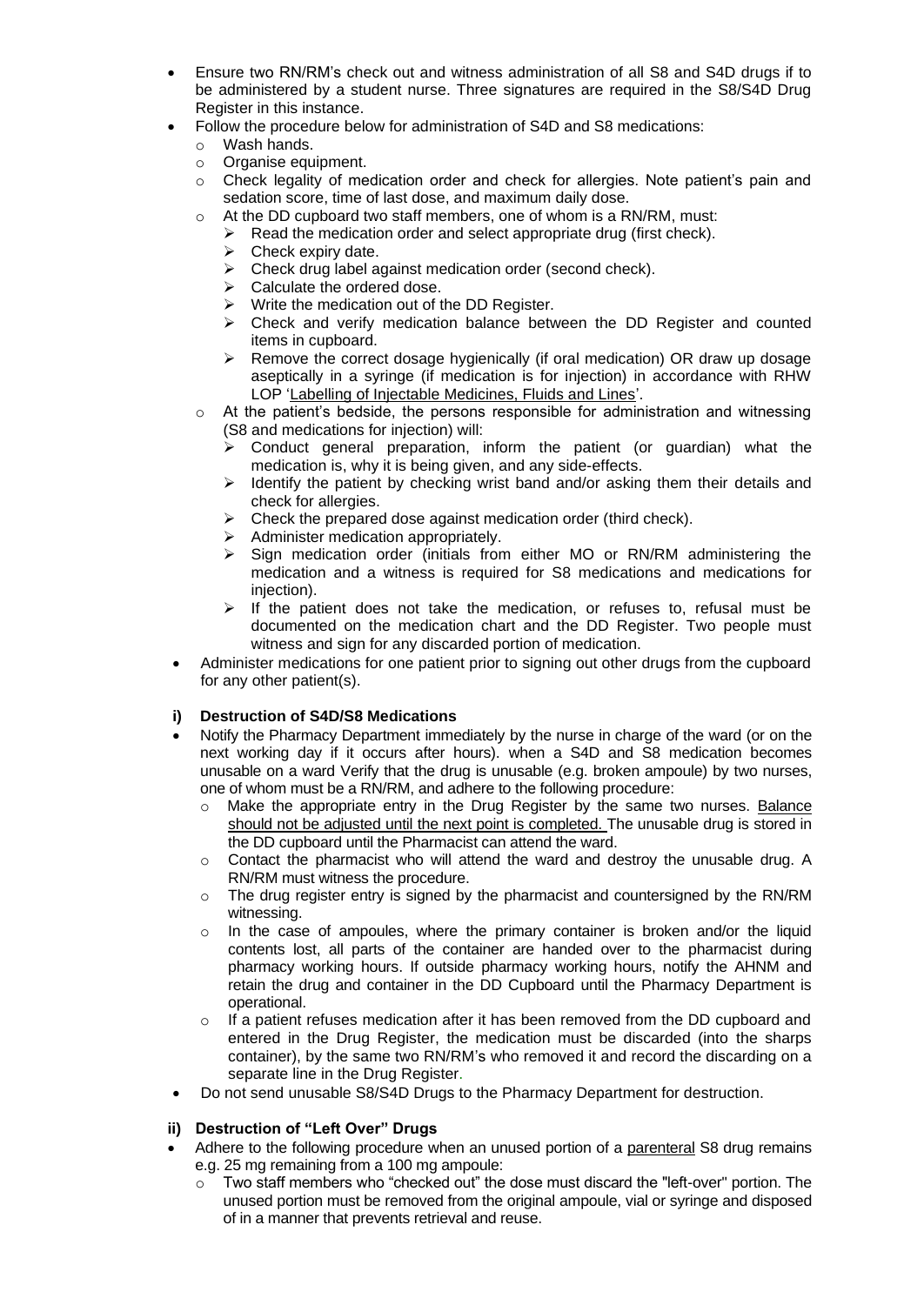- Ensure two RN/RM's check out and witness administration of all S8 and S4D drugs if to be administered by a student nurse. Three signatures are required in the S8/S4D Drug Register in this instance.
- Follow the procedure below for administration of S4D and S8 medications:
  - Wash hands.
  - Organise equipment.
  - Check legality of medication order and check for allergies. Note patient's pain and sedation score, time of last dose, and maximum daily dose.
  - At the DD cupboard two staff members, one of whom is a RN/RM, must:
    - Read the medication order and select appropriate drug (first check).
    - Check expiry date.
    - Check drug label against medication order (second check).
    - Calculate the ordered dose.
    - Write the medication out of the DD Register.
    - Check and verify medication balance between the DD Register and counted items in cupboard.
    - Remove the correct dosage hygienically (if oral medication) OR draw up dosage aseptically in a syringe (if medication is for injection) in accordance with RHW LOP 'Labelling of Injectable Medicines, Fluids and Lines'.
  - At the patient's bedside, the persons responsible for administration and witnessing (S8 and medications for injection) will:
    - Conduct general preparation, inform the patient (or guardian) what the medication is, why it is being given, and any side-effects.
    - Identify the patient by checking wrist band and/or asking them their details and check for allergies.
    - Check the prepared dose against medication order (third check).
    - Administer medication appropriately.
    - Sign medication order (initials from either MO or RN/RM administering the medication and a witness is required for S8 medications and medications for injection).
    - If the patient does not take the medication, or refuses to, refusal must be documented on the medication chart and the DD Register. Two people must witness and sign for any discarded portion of medication.
- Administer medications for one patient prior to signing out other drugs from the cupboard for any other patient(s).

### i) Destruction of S4D/S8 Medications

- Notify the Pharmacy Department immediately by the nurse in charge of the ward (or on the next working day if it occurs after hours). when a S4D and S8 medication becomes unusable on a ward Verify that the drug is unusable (e.g. broken ampoule) by two nurses, one of whom must be a RN/RM, and adhere to the following procedure:
  - Make the appropriate entry in the Drug Register by the same two nurses. Balance should not be adjusted until the next point is completed. The unusable drug is stored in the DD cupboard until the Pharmacist can attend the ward.
  - Contact the pharmacist who will attend the ward and destroy the unusable drug. A RN/RM must witness the procedure.
  - The drug register entry is signed by the pharmacist and countersigned by the RN/RM witnessing.
  - In the case of ampoules, where the primary container is broken and/or the liquid contents lost, all parts of the container are handed over to the pharmacist during pharmacy working hours. If outside pharmacy working hours, notify the AHNM and retain the drug and container in the DD Cupboard until the Pharmacy Department is operational.
  - If a patient refuses medication after it has been removed from the DD cupboard and entered in the Drug Register, the medication must be discarded (into the sharps container), by the same two RN/RM's who removed it and record the discarding on a separate line in the Drug Register.
- Do not send unusable S8/S4D Drugs to the Pharmacy Department for destruction.

### ii) Destruction of "Left Over" Drugs

- Adhere to the following procedure when an unused portion of a parenteral S8 drug remains e.g. 25 mg remaining from a 100 mg ampoule:
  - Two staff members who "checked out" the dose must discard the "left-over" portion. The unused portion must be removed from the original ampoule, vial or syringe and disposed of in a manner that prevents retrieval and reuse.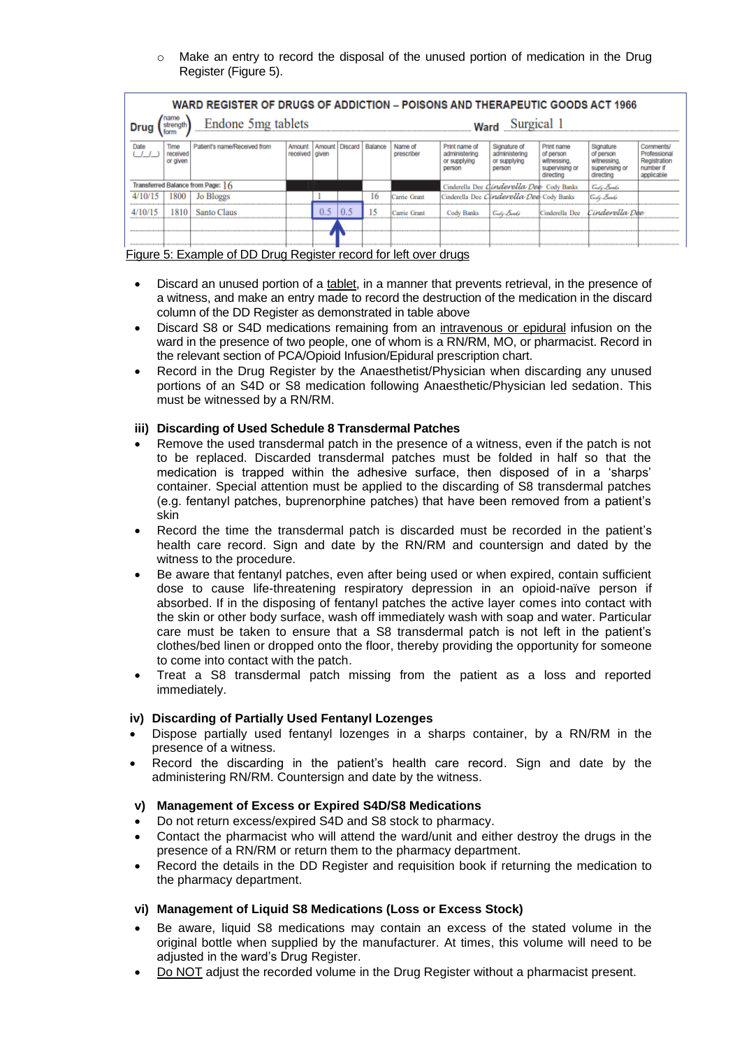- Make an entry to record the disposal of the unused portion of medication in the Drug Register (Figure 5).

**WARD REGISTER OF DRUGS OF ADDICTION – POISONS AND THERAPEUTIC GOODS ACT 1966**

Drug (name strength form) Endone 5mg tablets Ward Surgical 1

| Date | Time received or given | Patient's name/Received from | Amount received | Amount given | Discard | Balance | Name of prescriber | Print name of administering or supplying person | Signature of administering or supplying person | Print name of person witnessing, supervising or directing | Signature of person witnessing, supervising or directing | Comments/ Professional Registration number if applicable |
|---|---|---|---|---|---|---|---|---|---|---|---|---|
| Transferred Balance from Page: 16 | | | | | | 16 | | Cinderella Dee | Cinderella Dee | Cody Banks | Cody Banks | |
| 4/10/15 | 1800 | Jo Bloggs | | 1 | | 16 | Carrie Grant | Cinderella Dee | Cinderella Dee | Cody Banks | Cody Banks | |
| 4/10/15 | 1810 | Santo Claus | | 0.5 | 0.5 | 15 | Carrie Grant | Cody Banks | Cody Banks | Cinderella Dee | Cinderella Dee | |

Figure 5: Example of DD Drug Register record for left over drugs

- Discard an unused portion of a tablet, in a manner that prevents retrieval, in the presence of a witness, and make an entry made to record the destruction of the medication in the discard column of the DD Register as demonstrated in table above
- Discard S8 or S4D medications remaining from an intravenous or epidural infusion on the ward in the presence of two people, one of whom is a RN/RM, MO, or pharmacist. Record in the relevant section of PCA/Opioid Infusion/Epidural prescription chart.
- Record in the Drug Register by the Anaesthetist/Physician when discarding any unused portions of an S4D or S8 medication following Anaesthetic/Physician led sedation. This must be witnessed by a RN/RM.

### iii) Discarding of Used Schedule 8 Transdermal Patches

- Remove the used transdermal patch in the presence of a witness, even if the patch is not to be replaced. Discarded transdermal patches must be folded in half so that the medication is trapped within the adhesive surface, then disposed of in a 'sharps' container. Special attention must be applied to the discarding of S8 transdermal patches (e.g. fentanyl patches, buprenorphine patches) that have been removed from a patient's skin
- Record the time the transdermal patch is discarded must be recorded in the patient's health care record. Sign and date by the RN/RM and countersign and dated by the witness to the procedure.
- Be aware that fentanyl patches, even after being used or when expired, contain sufficient dose to cause life-threatening respiratory depression in an opioid-naïve person if absorbed. If in the disposing of fentanyl patches the active layer comes into contact with the skin or other body surface, wash off immediately wash with soap and water. Particular care must be taken to ensure that a S8 transdermal patch is not left in the patient's clothes/bed linen or dropped onto the floor, thereby providing the opportunity for someone to come into contact with the patch.
- Treat a S8 transdermal patch missing from the patient as a loss and reported immediately.

### iv) Discarding of Partially Used Fentanyl Lozenges

- Dispose partially used fentanyl lozenges in a sharps container, by a RN/RM in the presence of a witness.
- Record the discarding in the patient's health care record. Sign and date by the administering RN/RM. Countersign and date by the witness.

### v) Management of Excess or Expired S4D/S8 Medications

- Do not return excess/expired S4D and S8 stock to pharmacy.
- Contact the pharmacist who will attend the ward/unit and either destroy the drugs in the presence of a RN/RM or return them to the pharmacy department.
- Record the details in the DD Register and requisition book if returning the medication to the pharmacy department.

### vi) Management of Liquid S8 Medications (Loss or Excess Stock)

- Be aware, liquid S8 medications may contain an excess of the stated volume in the original bottle when supplied by the manufacturer. At times, this volume will need to be adjusted in the ward's Drug Register.
- Do NOT adjust the recorded volume in the Drug Register without a pharmacist present.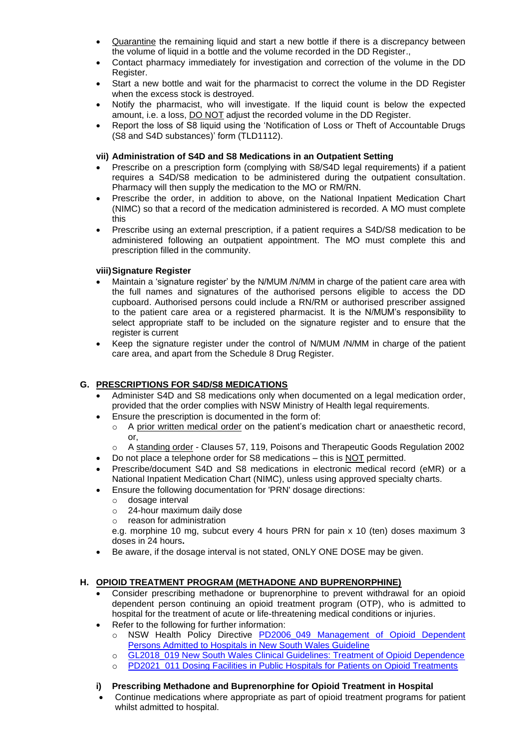- Quarantine the remaining liquid and start a new bottle if there is a discrepancy between the volume of liquid in a bottle and the volume recorded in the DD Register.,
- Contact pharmacy immediately for investigation and correction of the volume in the DD Register.
- Start a new bottle and wait for the pharmacist to correct the volume in the DD Register when the excess stock is destroyed.
- Notify the pharmacist, who will investigate. If the liquid count is below the expected amount, i.e. a loss, DO NOT adjust the recorded volume in the DD Register.
- Report the loss of S8 liquid using the 'Notification of Loss or Theft of Accountable Drugs (S8 and S4D substances)' form (TLD1112).

#### vii) Administration of S4D and S8 Medications in an Outpatient Setting

- Prescribe on a prescription form (complying with S8/S4D legal requirements) if a patient requires a S4D/S8 medication to be administered during the outpatient consultation. Pharmacy will then supply the medication to the MO or RM/RN.
- Prescribe the order, in addition to above, on the National Inpatient Medication Chart (NIMC) so that a record of the medication administered is recorded. A MO must complete this
- Prescribe using an external prescription, if a patient requires a S4D/S8 medication to be administered following an outpatient appointment. The MO must complete this and prescription filled in the community.

#### viii) Signature Register

- Maintain a 'signature register' by the N/MUM /N/MM in charge of the patient care area with the full names and signatures of the authorised persons eligible to access the DD cupboard. Authorised persons could include a RN/RM or authorised prescriber assigned to the patient care area or a registered pharmacist. It is the N/MUM's responsibility to select appropriate staff to be included on the signature register and to ensure that the register is current
- Keep the signature register under the control of N/MUM /N/MM in charge of the patient care area, and apart from the Schedule 8 Drug Register.

### G. PRESCRIPTIONS FOR S4D/S8 MEDICATIONS

- Administer S4D and S8 medications only when documented on a legal medication order, provided that the order complies with NSW Ministry of Health legal requirements.
- Ensure the prescription is documented in the form of:
  - A prior written medical order on the patient's medication chart or anaesthetic record, or,
  - A standing order - Clauses 57, 119, Poisons and Therapeutic Goods Regulation 2002
- Do not place a telephone order for S8 medications – this is NOT permitted.
- Prescribe/document S4D and S8 medications in electronic medical record (eMR) or a National Inpatient Medication Chart (NIMC), unless using approved specialty charts.
- Ensure the following documentation for 'PRN' dosage directions:
  - dosage interval
  - 24-hour maximum daily dose
  - reason for administration

  e.g. morphine 10 mg, subcut every 4 hours PRN for pain x 10 (ten) doses maximum 3 doses in 24 hours**.**
- Be aware, if the dosage interval is not stated, ONLY ONE DOSE may be given.

### H. OPIOID TREATMENT PROGRAM (METHADONE AND BUPRENORPHINE)

- Consider prescribing methadone or buprenorphine to prevent withdrawal for an opioid dependent person continuing an opioid treatment program (OTP), who is admitted to hospital for the treatment of acute or life-threatening medical conditions or injuries.
- Refer to the following for further information:
  - NSW Health Policy Directive PD2006_049 Management of Opioid Dependent Persons Admitted to Hospitals in New South Wales Guideline
  - GL2018_019 New South Wales Clinical Guidelines: Treatment of Opioid Dependence
  - PD2021_011 Dosing Facilities in Public Hospitals for Patients on Opioid Treatments

#### i) Prescribing Methadone and Buprenorphine for Opioid Treatment in Hospital

- Continue medications where appropriate as part of opioid treatment programs for patient whilst admitted to hospital.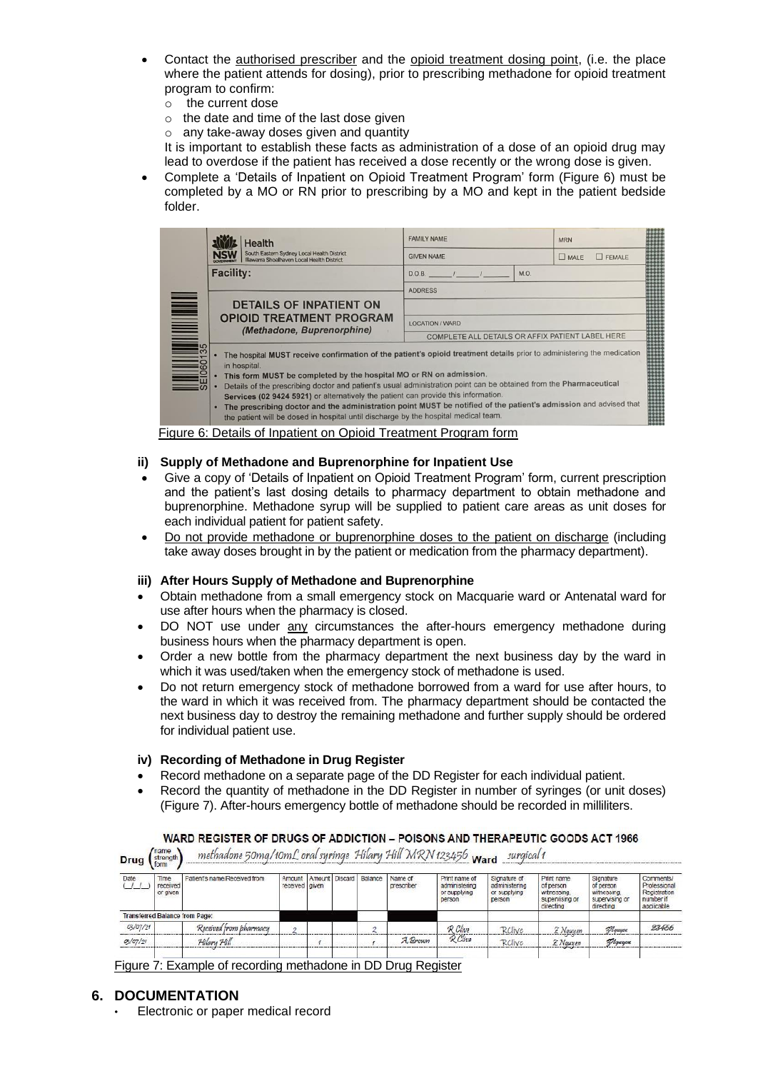- Contact the authorised prescriber and the opioid treatment dosing point, (i.e. the place where the patient attends for dosing), prior to prescribing methadone for opioid treatment program to confirm:
  - the current dose
  - the date and time of the last dose given
  - any take-away doses given and quantity

  It is important to establish these facts as administration of a dose of an opioid drug may lead to overdose if the patient has received a dose recently or the wrong dose is given.
- Complete a 'Details of Inpatient on Opioid Treatment Program' form (Figure 6) must be completed by a MO or RN prior to prescribing by a MO and kept in the patient bedside folder.

| Health – NSW Government – South Eastern Sydney Local Health District, Illawarra Shoalhaven Local Health District | FAMILY NAME | | MRN |
|---|---|---|---|
| Facility: | GIVEN NAME | | ☐ MALE ☐ FEMALE |
| | D.O.B. ___/___/___ | M.O. | |
| **DETAILS OF INPATIENT ON OPIOID TREATMENT PROGRAM** *(Methadone, Buprenorphine)* | ADDRESS | | |
| | LOCATION / WARD | | |
| | COMPLETE ALL DETAILS OR AFFIX PATIENT LABEL HERE | | |

SE060135

- The hospital **MUST** receive confirmation of the patient's opioid treatment details prior to administering the medication in hospital.
- **This form MUST be completed by the hospital MO or RN on admission.**
- Details of the prescribing doctor and patient's usual administration point can be obtained from the **Pharmaceutical Services (02 9424 5921)** or alternatively the patient can provide this information.
- **The prescribing doctor and the administration point MUST be notified of the patient's admission** and advised that the patient will be dosed in hospital until discharge by the hospital medical team.

Figure 6: Details of Inpatient on Opioid Treatment Program form

### ii) Supply of Methadone and Buprenorphine for Inpatient Use

- Give a copy of 'Details of Inpatient on Opioid Treatment Program' form, current prescription and the patient's last dosing details to pharmacy department to obtain methadone and buprenorphine. Methadone syrup will be supplied to patient care areas as unit doses for each individual patient for patient safety.
- Do not provide methadone or buprenorphine doses to the patient on discharge (including take away doses brought in by the patient or medication from the pharmacy department).

### iii) After Hours Supply of Methadone and Buprenorphine

- Obtain methadone from a small emergency stock on Macquarie ward or Antenatal ward for use after hours when the pharmacy is closed.
- DO NOT use under any circumstances the after-hours emergency methadone during business hours when the pharmacy department is open.
- Order a new bottle from the pharmacy department the next business day by the ward in which it was used/taken when the emergency stock of methadone is used.
- Do not return emergency stock of methadone borrowed from a ward for use after hours, to the ward in which it was received from. The pharmacy department should be contacted the next business day to destroy the remaining methadone and further supply should be ordered for individual patient use.

### iv) Recording of Methadone in Drug Register

- Record methadone on a separate page of the DD Register for each individual patient.
- Record the quantity of methadone in the DD Register in number of syringes (or unit doses) (Figure 7). After-hours emergency bottle of methadone should be recorded in milliliters.

**WARD REGISTER OF DRUGS OF ADDICTION – POISONS AND THERAPEUTIC GOODS ACT 1966**

Drug (name strength form) *methadone 50mg/10mL oral syringe Hilary Hill MRN 123456* Ward *surgical 1*

| Date (\_/\_/\_) | Time received or given | Patient's name/Received from | Amount received | Amount given | Discard | Balance | Name of prescriber | Print name of administering or supplying person | Signature of administering or supplying person | Print name of person witnessing, supervising or directing | Signature of person witnessing, supervising or directing | Comments/ Professional Registration number if applicable |
|---|---|---|---|---|---|---|---|---|---|---|---|---|
| Transferred Balance from Page: | | | | | | | | | | | | |
| 05/07/21 | | Received from pharmacy | 2 | | | 2 | | R Clive | RClive | Z Nguyen | ZNguyen | 23456 |
| 0/07/21 | | Hilary Hill | | 1 | | 1 | A Brown | R Clive | RClive | Z Nguyen | ZNguyen | |

Figure 7: Example of recording methadone in DD Drug Register

## 6. DOCUMENTATION

- Electronic or paper medical record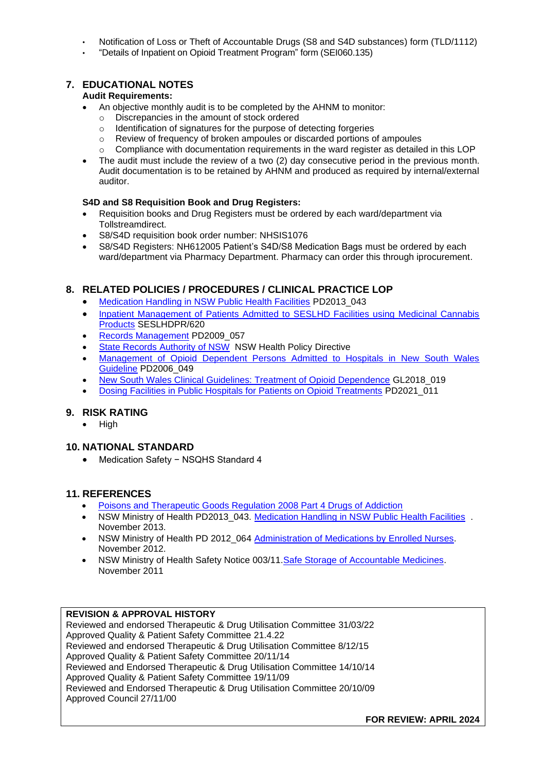- Notification of Loss or Theft of Accountable Drugs (S8 and S4D substances) form (TLD/1112)
- "Details of Inpatient on Opioid Treatment Program" form (SEI060.135)

## 7. EDUCATIONAL NOTES

**Audit Requirements:**

- An objective monthly audit is to be completed by the AHNM to monitor:
  - Discrepancies in the amount of stock ordered
  - Identification of signatures for the purpose of detecting forgeries
  - Review of frequency of broken ampoules or discarded portions of ampoules
  - Compliance with documentation requirements in the ward register as detailed in this LOP
- The audit must include the review of a two (2) day consecutive period in the previous month. Audit documentation is to be retained by AHNM and produced as required by internal/external auditor.

**S4D and S8 Requisition Book and Drug Registers:**

- Requisition books and Drug Registers must be ordered by each ward/department via Tollstreamdirect.
- S8/S4D requisition book order number: NHSIS1076
- S8/S4D Registers: NH612005 Patient's S4D/S8 Medication Bags must be ordered by each ward/department via Pharmacy Department. Pharmacy can order this through iprocurement.

## 8. RELATED POLICIES / PROCEDURES / CLINICAL PRACTICE LOP

- Medication Handling in NSW Public Health Facilities PD2013_043
- Inpatient Management of Patients Admitted to SESLHD Facilities using Medicinal Cannabis Products SESLHDPR/620
- Records Management PD2009_057
- State Records Authority of NSW NSW Health Policy Directive
- Management of Opioid Dependent Persons Admitted to Hospitals in New South Wales Guideline PD2006_049
- New South Wales Clinical Guidelines: Treatment of Opioid Dependence GL2018_019
- Dosing Facilities in Public Hospitals for Patients on Opioid Treatments PD2021_011

## 9. RISK RATING

- High

## 10. NATIONAL STANDARD

- Medication Safety − NSQHS Standard 4

## 11. REFERENCES

- Poisons and Therapeutic Goods Regulation 2008 Part 4 Drugs of Addiction
- NSW Ministry of Health PD2013_043. Medication Handling in NSW Public Health Facilities . November 2013.
- NSW Ministry of Health PD 2012_064 Administration of Medications by Enrolled Nurses. November 2012.
- NSW Ministry of Health Safety Notice 003/11. Safe Storage of Accountable Medicines. November 2011

**REVISION & APPROVAL HISTORY**

Reviewed and endorsed Therapeutic & Drug Utilisation Committee 31/03/22
Approved Quality & Patient Safety Committee 21.4.22
Reviewed and endorsed Therapeutic & Drug Utilisation Committee 8/12/15
Approved Quality & Patient Safety Committee 20/11/14
Reviewed and Endorsed Therapeutic & Drug Utilisation Committee 14/10/14
Approved Quality & Patient Safety Committee 19/11/09
Reviewed and Endorsed Therapeutic & Drug Utilisation Committee 20/10/09
Approved Council 27/11/00

**FOR REVIEW: APRIL 2024**